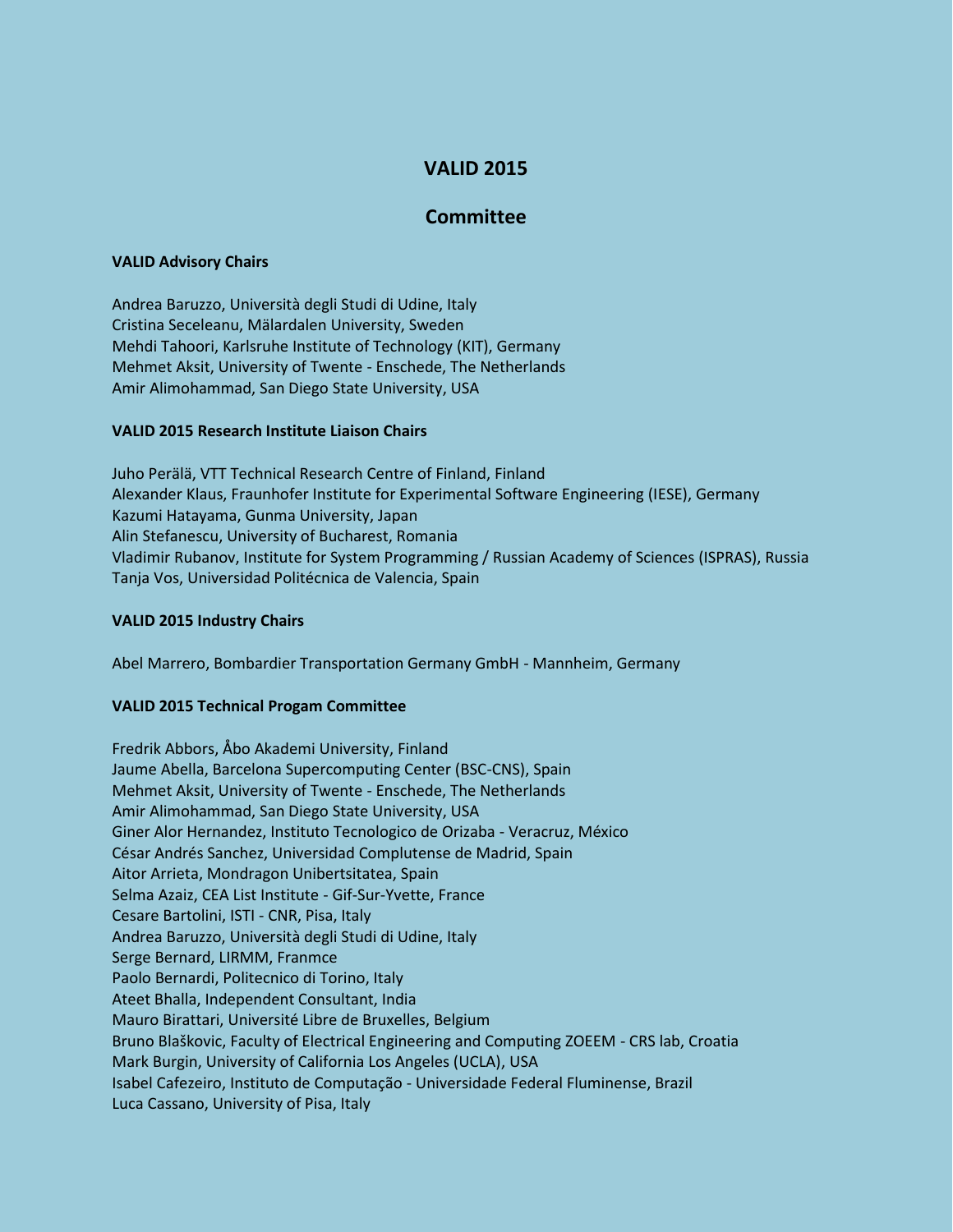# VALID 2015

## Committee

**VALID Advisory Chairs**

Andrea Baruzzo, Università degli Studi di Udine, Italy
Cristina Seceleanu, Mälardalen University, Sweden
Mehdi Tahoori, Karlsruhe Institute of Technology (KIT), Germany
Mehmet Aksit, University of Twente - Enschede, The Netherlands
Amir Alimohammad, San Diego State University, USA

**VALID 2015 Research Institute Liaison Chairs**

Juho Perälä, VTT Technical Research Centre of Finland, Finland
Alexander Klaus, Fraunhofer Institute for Experimental Software Engineering (IESE), Germany
Kazumi Hatayama, Gunma University, Japan
Alin Stefanescu, University of Bucharest, Romania
Vladimir Rubanov, Institute for System Programming / Russian Academy of Sciences (ISPRAS), Russia
Tanja Vos, Universidad Politécnica de Valencia, Spain

**VALID 2015 Industry Chairs**

Abel Marrero, Bombardier Transportation Germany GmbH - Mannheim, Germany

**VALID 2015 Technical Progam Committee**

Fredrik Abbors, Åbo Akademi University, Finland
Jaume Abella, Barcelona Supercomputing Center (BSC-CNS), Spain
Mehmet Aksit, University of Twente - Enschede, The Netherlands
Amir Alimohammad, San Diego State University, USA
Giner Alor Hernandez, Instituto Tecnologico de Orizaba - Veracruz, México
César Andrés Sanchez, Universidad Complutense de Madrid, Spain
Aitor Arrieta, Mondragon Unibertsitatea, Spain
Selma Azaiz, CEA List Institute - Gif-Sur-Yvette, France
Cesare Bartolini, ISTI - CNR, Pisa, Italy
Andrea Baruzzo, Università degli Studi di Udine, Italy
Serge Bernard, LIRMM, Franmce
Paolo Bernardi, Politecnico di Torino, Italy
Ateet Bhalla, Independent Consultant, India
Mauro Birattari, Université Libre de Bruxelles, Belgium
Bruno Blaškovic, Faculty of Electrical Engineering and Computing ZOEEM - CRS lab, Croatia
Mark Burgin, University of California Los Angeles (UCLA), USA
Isabel Cafezeiro, Instituto de Computação - Universidade Federal Fluminense, Brazil
Luca Cassano, University of Pisa, Italy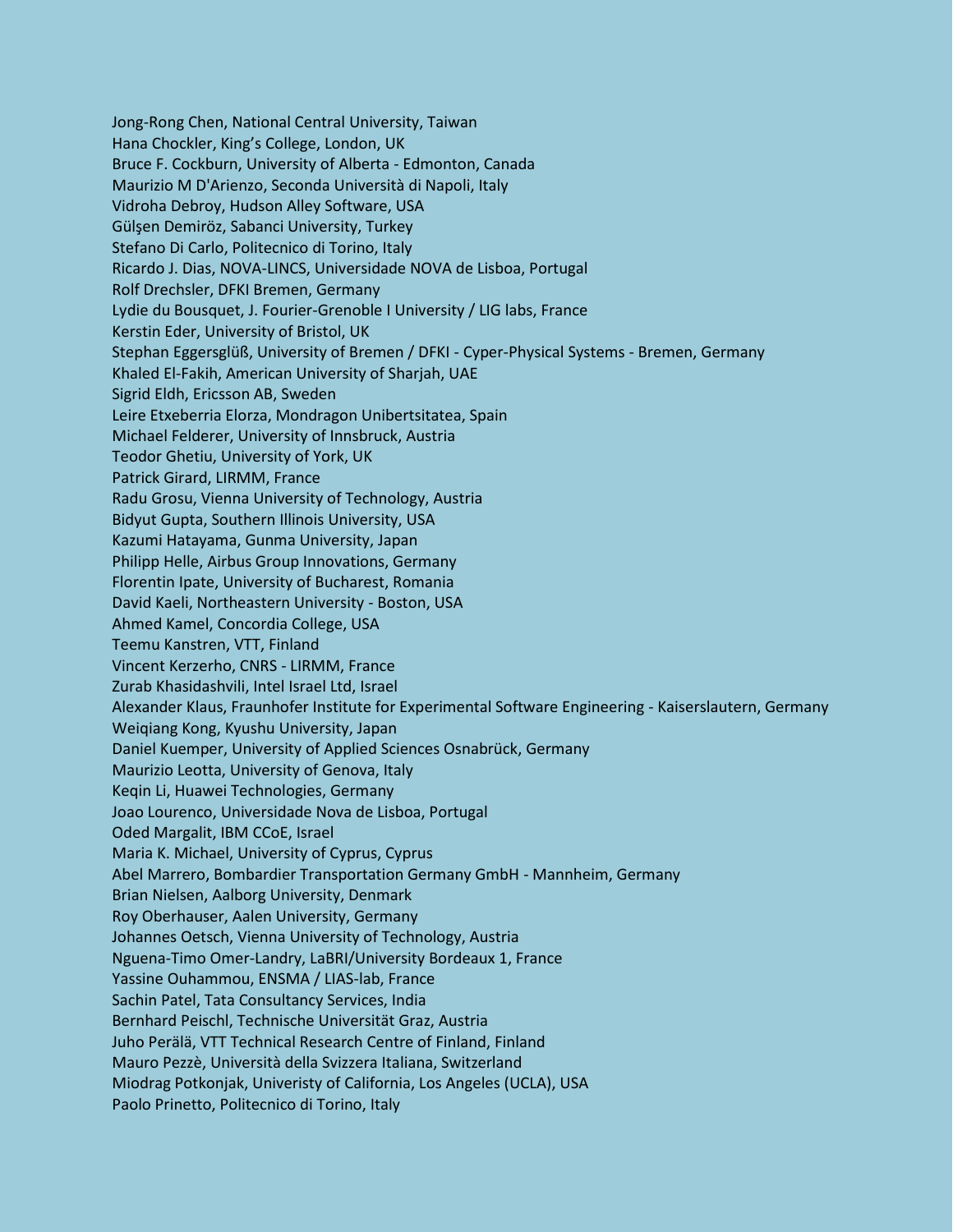Jong-Rong Chen, National Central University, Taiwan
Hana Chockler, King's College, London, UK
Bruce F. Cockburn, University of Alberta - Edmonton, Canada
Maurizio M D'Arienzo, Seconda Università di Napoli, Italy
Vidroha Debroy, Hudson Alley Software, USA
Gülşen Demiröz, Sabanci University, Turkey
Stefano Di Carlo, Politecnico di Torino, Italy
Ricardo J. Dias, NOVA-LINCS, Universidade NOVA de Lisboa, Portugal
Rolf Drechsler, DFKI Bremen, Germany
Lydie du Bousquet, J. Fourier-Grenoble I University / LIG labs, France
Kerstin Eder, University of Bristol, UK
Stephan Eggersglüß, University of Bremen / DFKI - Cyper-Physical Systems - Bremen, Germany
Khaled El-Fakih, American University of Sharjah, UAE
Sigrid Eldh, Ericsson AB, Sweden
Leire Etxeberria Elorza, Mondragon Unibertsitatea, Spain
Michael Felderer, University of Innsbruck, Austria
Teodor Ghetiu, University of York, UK
Patrick Girard, LIRMM, France
Radu Grosu, Vienna University of Technology, Austria
Bidyut Gupta, Southern Illinois University, USA
Kazumi Hatayama, Gunma University, Japan
Philipp Helle, Airbus Group Innovations, Germany
Florentin Ipate, University of Bucharest, Romania
David Kaeli, Northeastern University - Boston, USA
Ahmed Kamel, Concordia College, USA
Teemu Kanstren, VTT, Finland
Vincent Kerzerho, CNRS - LIRMM, France
Zurab Khasidashvili, Intel Israel Ltd, Israel
Alexander Klaus, Fraunhofer Institute for Experimental Software Engineering - Kaiserslautern, Germany
Weiqiang Kong, Kyushu University, Japan
Daniel Kuemper, University of Applied Sciences Osnabrück, Germany
Maurizio Leotta, University of Genova, Italy
Keqin Li, Huawei Technologies, Germany
Joao Lourenco, Universidade Nova de Lisboa, Portugal
Oded Margalit, IBM CCoE, Israel
Maria K. Michael, University of Cyprus, Cyprus
Abel Marrero, Bombardier Transportation Germany GmbH - Mannheim, Germany
Brian Nielsen, Aalborg University, Denmark
Roy Oberhauser, Aalen University, Germany
Johannes Oetsch, Vienna University of Technology, Austria
Nguena-Timo Omer-Landry, LaBRI/University Bordeaux 1, France
Yassine Ouhammou, ENSMA / LIAS-lab, France
Sachin Patel, Tata Consultancy Services, India
Bernhard Peischl, Technische Universität Graz, Austria
Juho Perälä, VTT Technical Research Centre of Finland, Finland
Mauro Pezzè, Università della Svizzera Italiana, Switzerland
Miodrag Potkonjak, Univeristy of California, Los Angeles (UCLA), USA
Paolo Prinetto, Politecnico di Torino, Italy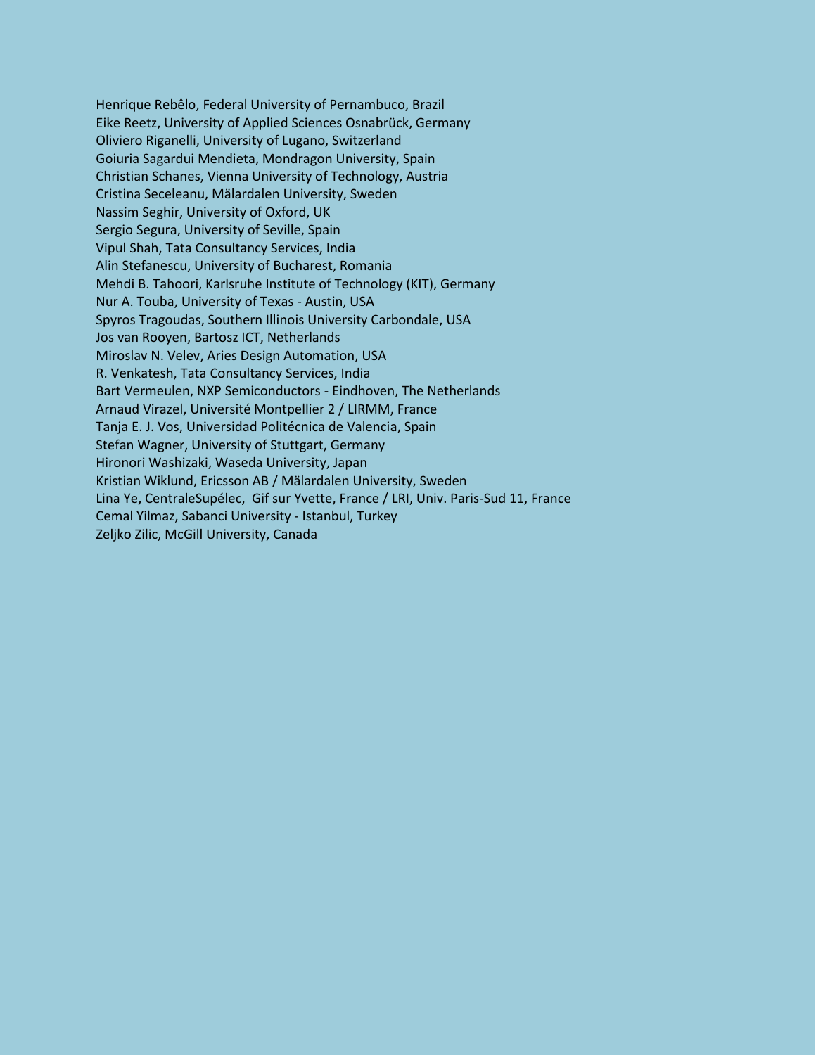Henrique Rebêlo, Federal University of Pernambuco, Brazil
Eike Reetz, University of Applied Sciences Osnabrück, Germany
Oliviero Riganelli, University of Lugano, Switzerland
Goiuria Sagardui Mendieta, Mondragon University, Spain
Christian Schanes, Vienna University of Technology, Austria
Cristina Seceleanu, Mälardalen University, Sweden
Nassim Seghir, University of Oxford, UK
Sergio Segura, University of Seville, Spain
Vipul Shah, Tata Consultancy Services, India
Alin Stefanescu, University of Bucharest, Romania
Mehdi B. Tahoori, Karlsruhe Institute of Technology (KIT), Germany
Nur A. Touba, University of Texas - Austin, USA
Spyros Tragoudas, Southern Illinois University Carbondale, USA
Jos van Rooyen, Bartosz ICT, Netherlands
Miroslav N. Velev, Aries Design Automation, USA
R. Venkatesh, Tata Consultancy Services, India
Bart Vermeulen, NXP Semiconductors - Eindhoven, The Netherlands
Arnaud Virazel, Université Montpellier 2 / LIRMM, France
Tanja E. J. Vos, Universidad Politécnica de Valencia, Spain
Stefan Wagner, University of Stuttgart, Germany
Hironori Washizaki, Waseda University, Japan
Kristian Wiklund, Ericsson AB / Mälardalen University, Sweden
Lina Ye, CentraleSupélec, Gif sur Yvette, France / LRI, Univ. Paris-Sud 11, France
Cemal Yilmaz, Sabanci University - Istanbul, Turkey
Zeljko Zilic, McGill University, Canada